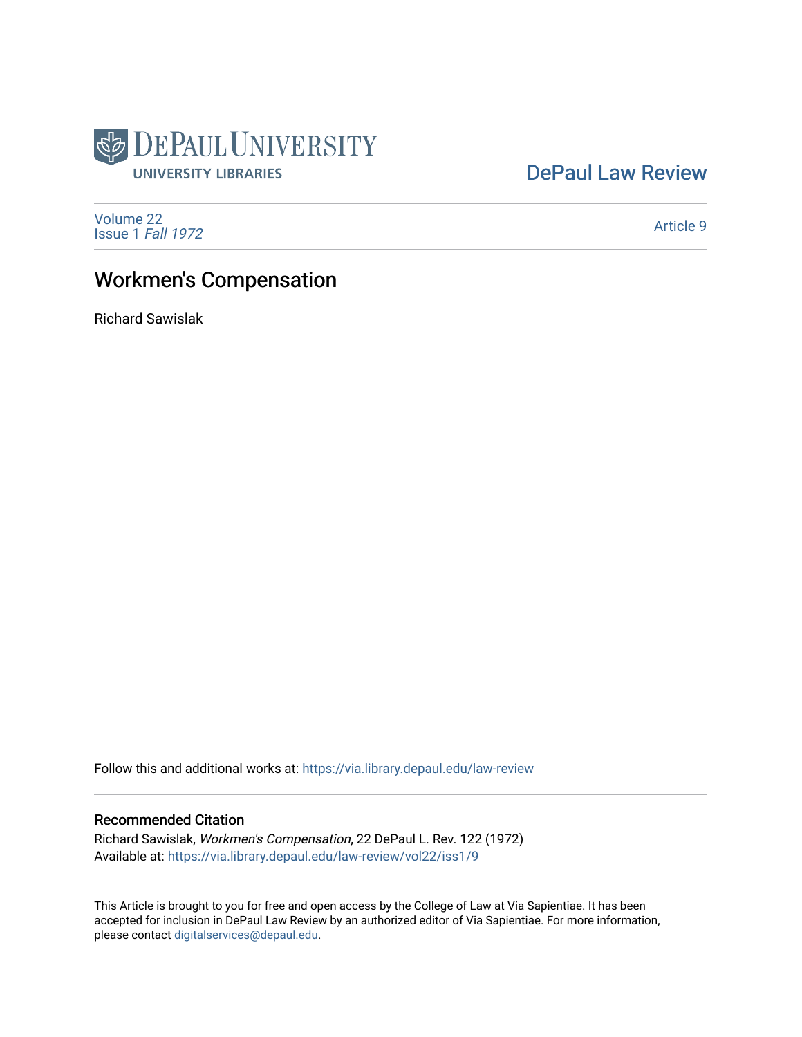DePaul University Libraries

DePaul Law Review

Volume 22
Issue 1 *Fall 1972*

Article 9

# Workmen's Compensation

Richard Sawislak

Follow this and additional works at: https://via.library.depaul.edu/law-review

## Recommended Citation

Richard Sawislak, *Workmen's Compensation*, 22 DePaul L. Rev. 122 (1972)
Available at: https://via.library.depaul.edu/law-review/vol22/iss1/9

This Article is brought to you for free and open access by the College of Law at Via Sapientiae. It has been accepted for inclusion in DePaul Law Review by an authorized editor of Via Sapientiae. For more information, please contact digitalservices@depaul.edu.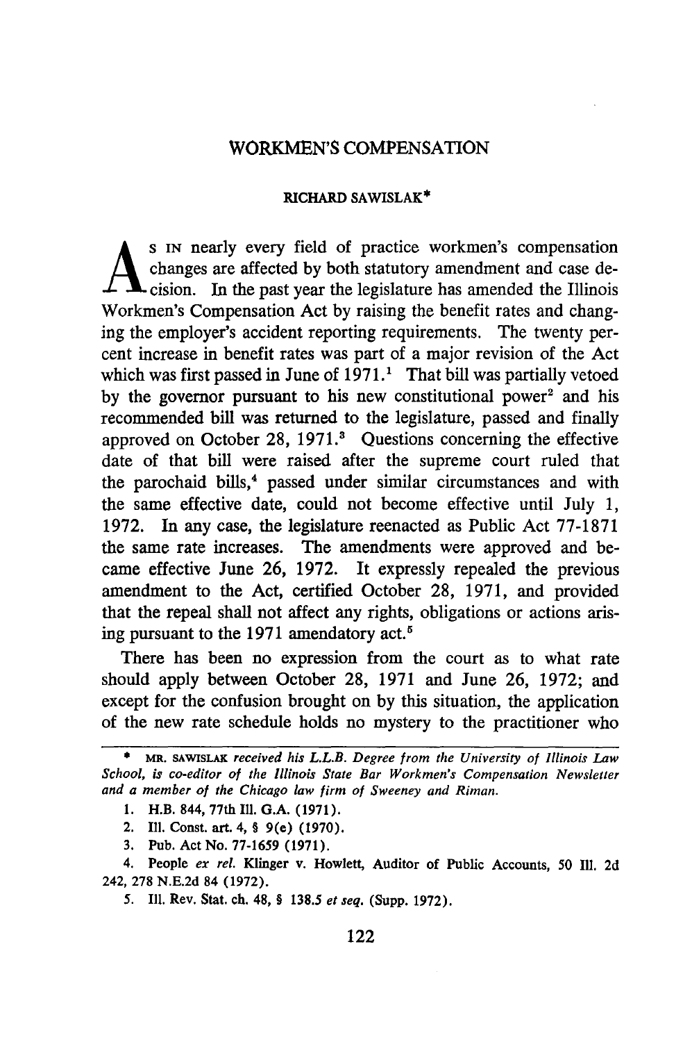# WORKMEN'S COMPENSATION

RICHARD SAWISLAK*

As in nearly every field of practice workmen's compensation changes are affected by both statutory amendment and case decision. In the past year the legislature has amended the Illinois Workmen's Compensation Act by raising the benefit rates and changing the employer's accident reporting requirements. The twenty percent increase in benefit rates was part of a major revision of the Act which was first passed in June of 1971.[1] That bill was partially vetoed by the governor pursuant to his new constitutional power[2] and his recommended bill was returned to the legislature, passed and finally approved on October 28, 1971.[3] Questions concerning the effective date of that bill were raised after the supreme court ruled that the parochaid bills,[4] passed under similar circumstances and with the same effective date, could not become effective until July 1, 1972. In any case, the legislature reenacted as Public Act 77-1871 the same rate increases. The amendments were approved and became effective June 26, 1972. It expressly repealed the previous amendment to the Act, certified October 28, 1971, and provided that the repeal shall not affect any rights, obligations or actions arising pursuant to the 1971 amendatory act.[5]

There has been no expression from the court as to what rate should apply between October 28, 1971 and June 26, 1972; and except for the confusion brought on by this situation, the application of the new rate schedule holds no mystery to the practitioner who

---

\* MR. SAWISLAK *received his L.L.B. Degree from the University of Illinois Law School, is co-editor of the Illinois State Bar Workmen's Compensation Newsletter and a member of the Chicago law firm of Sweeney and Riman.*

1. H.B. 844, 77th Ill. G.A. (1971).
2. Ill. Const. art. 4, § 9(e) (1970).
3. Pub. Act No. 77-1659 (1971).
4. People *ex rel.* Klinger v. Howlett, Auditor of Public Accounts, 50 Ill. 2d 242, 278 N.E.2d 84 (1972).
5. Ill. Rev. Stat. ch. 48, § 138.5 *et seq.* (Supp. 1972).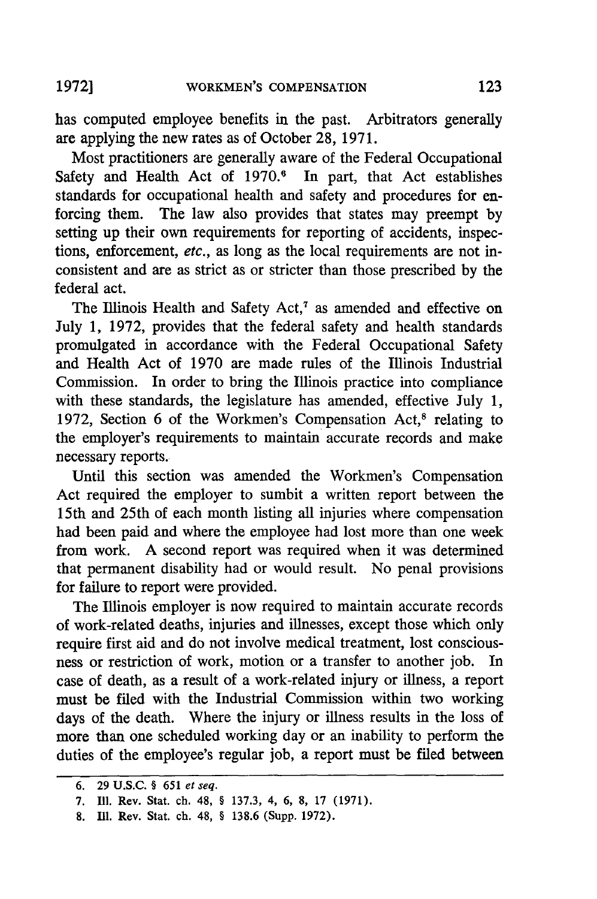has computed employee benefits in the past. Arbitrators generally are applying the new rates as of October 28, 1971.

Most practitioners are generally aware of the Federal Occupational Safety and Health Act of 1970.[6] In part, that Act establishes standards for occupational health and safety and procedures for enforcing them. The law also provides that states may preempt by setting up their own requirements for reporting of accidents, inspections, enforcement, *etc.*, as long as the local requirements are not inconsistent and are as strict as or stricter than those prescribed by the federal act.

The Illinois Health and Safety Act,[7] as amended and effective on July 1, 1972, provides that the federal safety and health standards promulgated in accordance with the Federal Occupational Safety and Health Act of 1970 are made rules of the Illinois Industrial Commission. In order to bring the Illinois practice into compliance with these standards, the legislature has amended, effective July 1, 1972, Section 6 of the Workmen's Compensation Act,[8] relating to the employer's requirements to maintain accurate records and make necessary reports.

Until this section was amended the Workmen's Compensation Act required the employer to sumbit a written report between the 15th and 25th of each month listing all injuries where compensation had been paid and where the employee had lost more than one week from work. A second report was required when it was determined that permanent disability had or would result. No penal provisions for failure to report were provided.

The Illinois employer is now required to maintain accurate records of work-related deaths, injuries and illnesses, except those which only require first aid and do not involve medical treatment, lost consciousness or restriction of work, motion or a transfer to another job. In case of death, as a result of a work-related injury or illness, a report must be filed with the Industrial Commission within two working days of the death. Where the injury or illness results in the loss of more than one scheduled working day or an inability to perform the duties of the employee's regular job, a report must be filed between

---

6. 29 U.S.C. § 651 *et seq.*

7. Ill. Rev. Stat. ch. 48, § 137.3, 4, 6, 8, 17 (1971).

8. Ill. Rev. Stat. ch. 48, § 138.6 (Supp. 1972).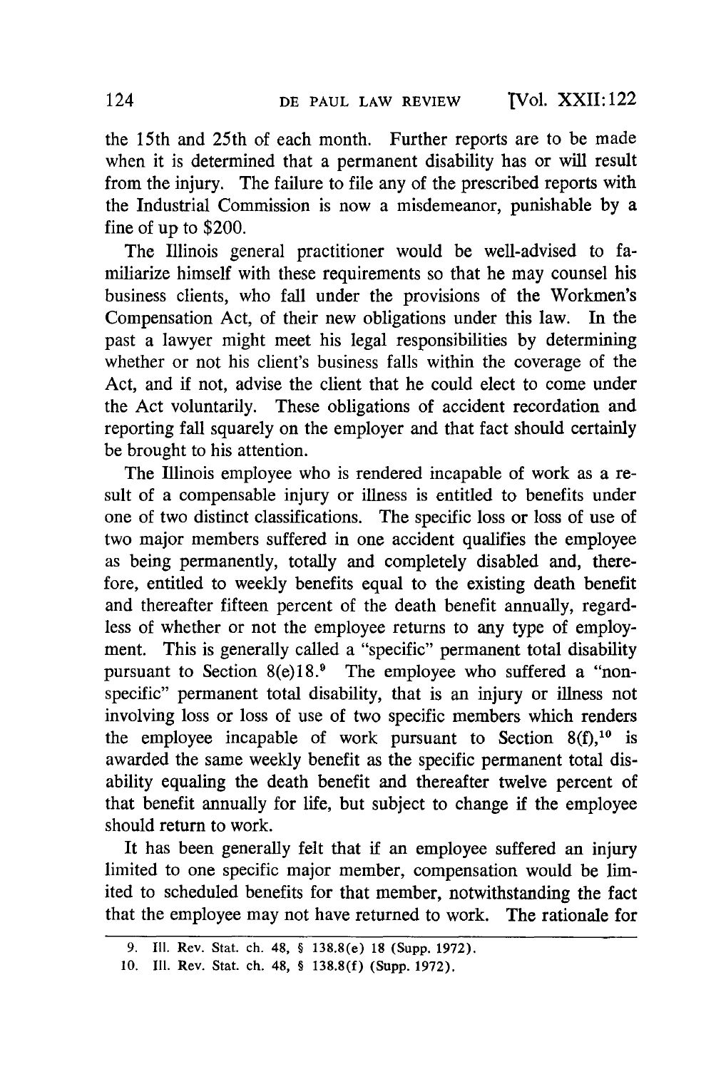the 15th and 25th of each month. Further reports are to be made when it is determined that a permanent disability has or will result from the injury. The failure to file any of the prescribed reports with the Industrial Commission is now a misdemeanor, punishable by a fine of up to $200.

The Illinois general practitioner would be well-advised to familiarize himself with these requirements so that he may counsel his business clients, who fall under the provisions of the Workmen's Compensation Act, of their new obligations under this law. In the past a lawyer might meet his legal responsibilities by determining whether or not his client's business falls within the coverage of the Act, and if not, advise the client that he could elect to come under the Act voluntarily. These obligations of accident recordation and reporting fall squarely on the employer and that fact should certainly be brought to his attention.

The Illinois employee who is rendered incapable of work as a result of a compensable injury or illness is entitled to benefits under one of two distinct classifications. The specific loss or loss of use of two major members suffered in one accident qualifies the employee as being permanently, totally and completely disabled and, therefore, entitled to weekly benefits equal to the existing death benefit and thereafter fifteen percent of the death benefit annually, regardless of whether or not the employee returns to any type of employment. This is generally called a "specific" permanent total disability pursuant to Section 8(e)18.[9] The employee who suffered a "non-specific" permanent total disability, that is an injury or illness not involving loss or loss of use of two specific members which renders the employee incapable of work pursuant to Section 8(f),[10] is awarded the same weekly benefit as the specific permanent total disability equaling the death benefit and thereafter twelve percent of that benefit annually for life, but subject to change if the employee should return to work.

It has been generally felt that if an employee suffered an injury limited to one specific major member, compensation would be limited to scheduled benefits for that member, notwithstanding the fact that the employee may not have returned to work. The rationale for

---

9. Ill. Rev. Stat. ch. 48, § 138.8(e) 18 (Supp. 1972).

10. Ill. Rev. Stat. ch. 48, § 138.8(f) (Supp. 1972).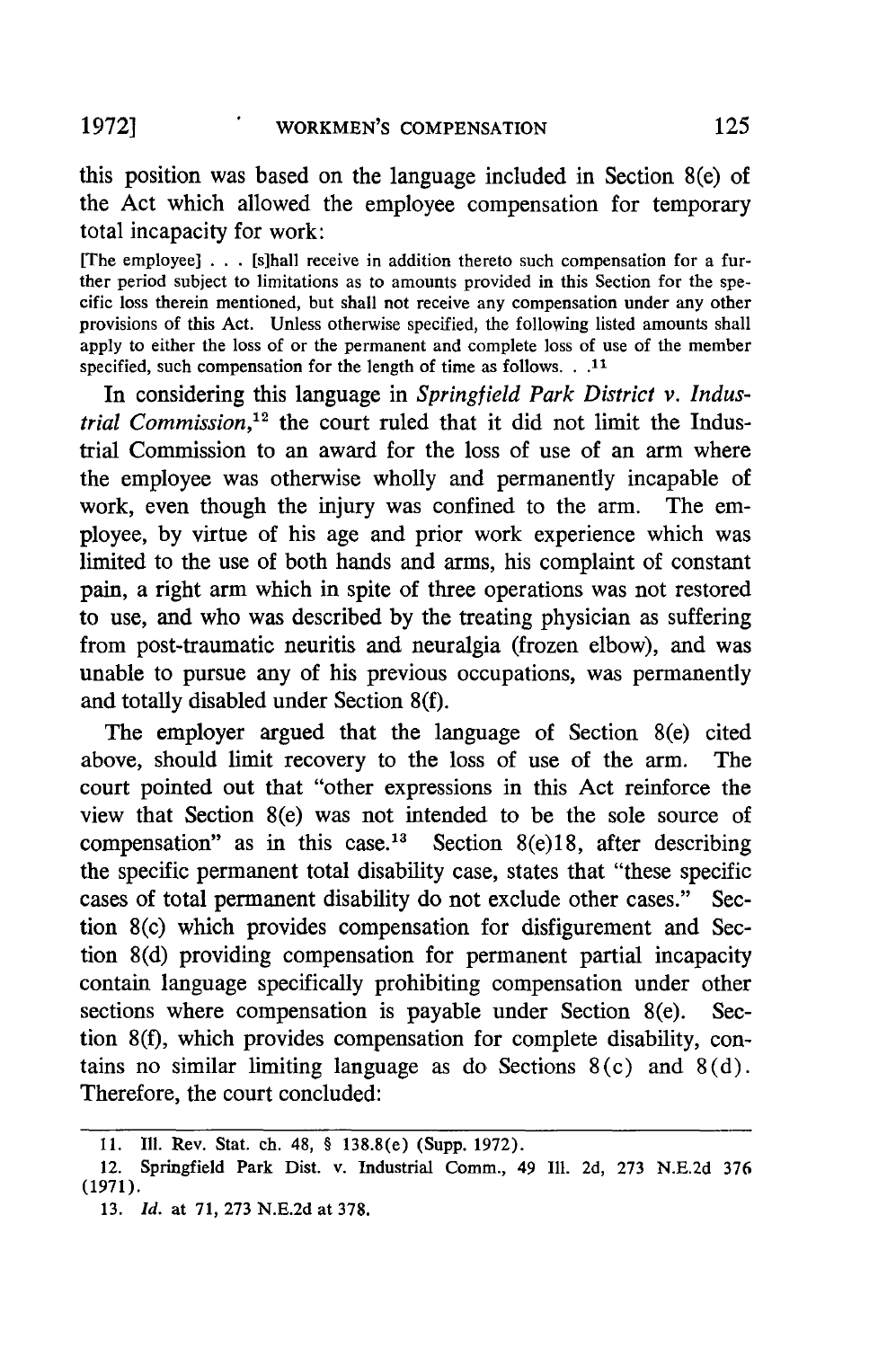this position was based on the language included in Section 8(e) of the Act which allowed the employee compensation for temporary total incapacity for work:

> [The employee] . . . [s]hall receive in addition thereto such compensation for a further period subject to limitations as to amounts provided in this Section for the specific loss therein mentioned, but shall not receive any compensation under any other provisions of this Act. Unless otherwise specified, the following listed amounts shall apply to either the loss of or the permanent and complete loss of use of the member specified, such compensation for the length of time as follows. . .[11]

In considering this language in *Springfield Park District v. Industrial Commission*,[12] the court ruled that it did not limit the Industrial Commission to an award for the loss of use of an arm where the employee was otherwise wholly and permanently incapable of work, even though the injury was confined to the arm. The employee, by virtue of his age and prior work experience which was limited to the use of both hands and arms, his complaint of constant pain, a right arm which in spite of three operations was not restored to use, and who was described by the treating physician as suffering from post-traumatic neuritis and neuralgia (frozen elbow), and was unable to pursue any of his previous occupations, was permanently and totally disabled under Section 8(f).

The employer argued that the language of Section 8(e) cited above, should limit recovery to the loss of use of the arm. The court pointed out that "other expressions in this Act reinforce the view that Section 8(e) was not intended to be the sole source of compensation" as in this case.[13] Section 8(e)18, after describing the specific permanent total disability case, states that "these specific cases of total permanent disability do not exclude other cases." Section 8(c) which provides compensation for disfigurement and Section 8(d) providing compensation for permanent partial incapacity contain language specifically prohibiting compensation under other sections where compensation is payable under Section 8(e). Section 8(f), which provides compensation for complete disability, contains no similar limiting language as do Sections 8(c) and 8(d). Therefore, the court concluded:

---

11. Ill. Rev. Stat. ch. 48, § 138.8(e) (Supp. 1972).

12. Springfield Park Dist. v. Industrial Comm., 49 Ill. 2d, 273 N.E.2d 376 (1971).

13. *Id.* at 71, 273 N.E.2d at 378.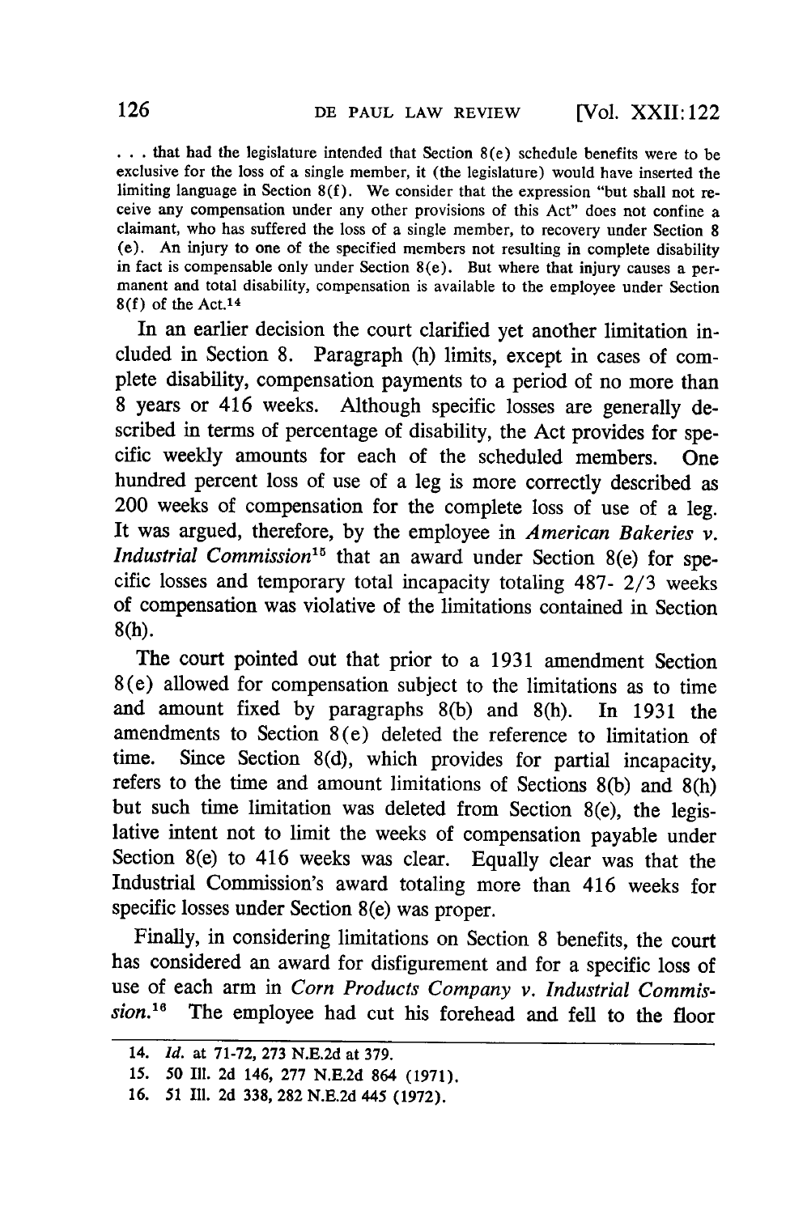> . . . that had the legislature intended that Section 8(e) schedule benefits were to be exclusive for the loss of a single member, it (the legislature) would have inserted the limiting language in Section 8(f). We consider that the expression "but shall not receive any compensation under any other provisions of this Act" does not confine a claimant, who has suffered the loss of a single member, to recovery under Section 8 (e). An injury to one of the specified members not resulting in complete disability in fact is compensable only under Section 8(e). But where that injury causes a permanent and total disability, compensation is available to the employee under Section 8(f) of the Act.[14]

In an earlier decision the court clarified yet another limitation included in Section 8. Paragraph (h) limits, except in cases of complete disability, compensation payments to a period of no more than 8 years or 416 weeks. Although specific losses are generally described in terms of percentage of disability, the Act provides for specific weekly amounts for each of the scheduled members. One hundred percent loss of use of a leg is more correctly described as 200 weeks of compensation for the complete loss of use of a leg. It was argued, therefore, by the employee in *American Bakeries v. Industrial Commission*[15] that an award under Section 8(e) for specific losses and temporary total incapacity totaling 487- 2/3 weeks of compensation was violative of the limitations contained in Section 8(h).

The court pointed out that prior to a 1931 amendment Section 8(e) allowed for compensation subject to the limitations as to time and amount fixed by paragraphs 8(b) and 8(h). In 1931 the amendments to Section 8(e) deleted the reference to limitation of time. Since Section 8(d), which provides for partial incapacity, refers to the time and amount limitations of Sections 8(b) and 8(h) but such time limitation was deleted from Section 8(e), the legislative intent not to limit the weeks of compensation payable under Section 8(e) to 416 weeks was clear. Equally clear was that the Industrial Commission's award totaling more than 416 weeks for specific losses under Section 8(e) was proper.

Finally, in considering limitations on Section 8 benefits, the court has considered an award for disfigurement and for a specific loss of use of each arm in *Corn Products Company v. Industrial Commission*.[16] The employee had cut his forehead and fell to the floor

---

14. *Id.* at 71-72, 273 N.E.2d at 379.
15. 50 Ill. 2d 146, 277 N.E.2d 864 (1971).
16. 51 Ill. 2d 338, 282 N.E.2d 445 (1972).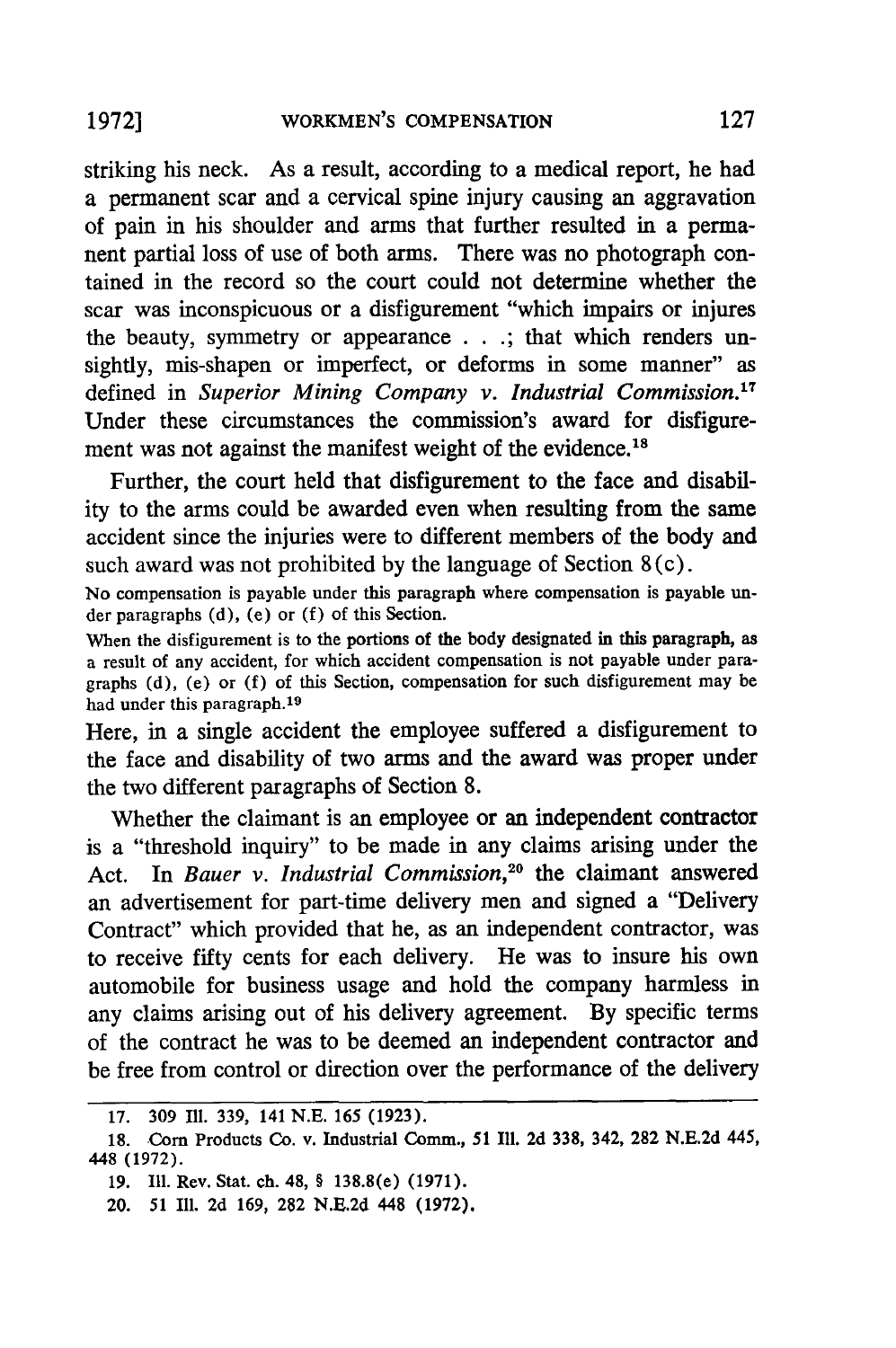striking his neck. As a result, according to a medical report, he had a permanent scar and a cervical spine injury causing an aggravation of pain in his shoulder and arms that further resulted in a permanent partial loss of use of both arms. There was no photograph contained in the record so the court could not determine whether the scar was inconspicuous or a disfigurement "which impairs or injures the beauty, symmetry or appearance . . .; that which renders unsightly, mis-shapen or imperfect, or deforms in some manner" as defined in *Superior Mining Company v. Industrial Commission.*[17] Under these circumstances the commission's award for disfigurement was not against the manifest weight of the evidence.[18]

Further, the court held that disfigurement to the face and disability to the arms could be awarded even when resulting from the same accident since the injuries were to different members of the body and such award was not prohibited by the language of Section 8(c).

> No compensation is payable under this paragraph where compensation is payable under paragraphs (d), (e) or (f) of this Section.
>
> When the disfigurement is to the portions of the body designated in this paragraph, as a result of any accident, for which accident compensation is not payable under paragraphs (d), (e) or (f) of this Section, compensation for such disfigurement may be had under this paragraph.[19]

Here, in a single accident the employee suffered a disfigurement to the face and disability of two arms and the award was proper under the two different paragraphs of Section 8.

Whether the claimant is an employee or an independent contractor is a "threshold inquiry" to be made in any claims arising under the Act. In *Bauer v. Industrial Commission,*[20] the claimant answered an advertisement for part-time delivery men and signed a "Delivery Contract" which provided that he, as an independent contractor, was to receive fifty cents for each delivery. He was to insure his own automobile for business usage and hold the company harmless in any claims arising out of his delivery agreement. By specific terms of the contract he was to be deemed an independent contractor and be free from control or direction over the performance of the delivery

---

17. 309 Ill. 339, 141 N.E. 165 (1923).

18. Corn Products Co. v. Industrial Comm., 51 Ill. 2d 338, 342, 282 N.E.2d 445, 448 (1972).

19. Ill. Rev. Stat. ch. 48, § 138.8(e) (1971).

20. 51 Ill. 2d 169, 282 N.E.2d 448 (1972).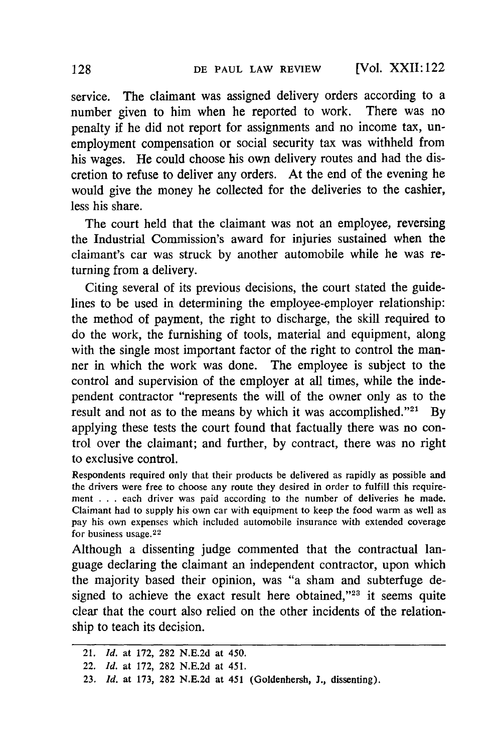service. The claimant was assigned delivery orders according to a number given to him when he reported to work. There was no penalty if he did not report for assignments and no income tax, unemployment compensation or social security tax was withheld from his wages. He could choose his own delivery routes and had the discretion to refuse to deliver any orders. At the end of the evening he would give the money he collected for the deliveries to the cashier, less his share.

The court held that the claimant was not an employee, reversing the Industrial Commission's award for injuries sustained when the claimant's car was struck by another automobile while he was returning from a delivery.

Citing several of its previous decisions, the court stated the guidelines to be used in determining the employee-employer relationship: the method of payment, the right to discharge, the skill required to do the work, the furnishing of tools, material and equipment, along with the single most important factor of the right to control the manner in which the work was done. The employee is subject to the control and supervision of the employer at all times, while the independent contractor "represents the will of the owner only as to the result and not as to the means by which it was accomplished."[21] By applying these tests the court found that factually there was no control over the claimant; and further, by contract, there was no right to exclusive control.

> Respondents required only that their products be delivered as rapidly as possible and the drivers were free to choose any route they desired in order to fulfill this requirement . . . each driver was paid according to the number of deliveries he made. Claimant had to supply his own car with equipment to keep the food warm as well as pay his own expenses which included automobile insurance with extended coverage for business usage.[22]

Although a dissenting judge commented that the contractual language declaring the claimant an independent contractor, upon which the majority based their opinion, was "a sham and subterfuge designed to achieve the exact result here obtained,"[23] it seems quite clear that the court also relied on the other incidents of the relationship to teach its decision.

---

21. *Id.* at 172, 282 N.E.2d at 450.
22. *Id.* at 172, 282 N.E.2d at 451.
23. *Id.* at 173, 282 N.E.2d at 451 (Goldenhersh, J., dissenting).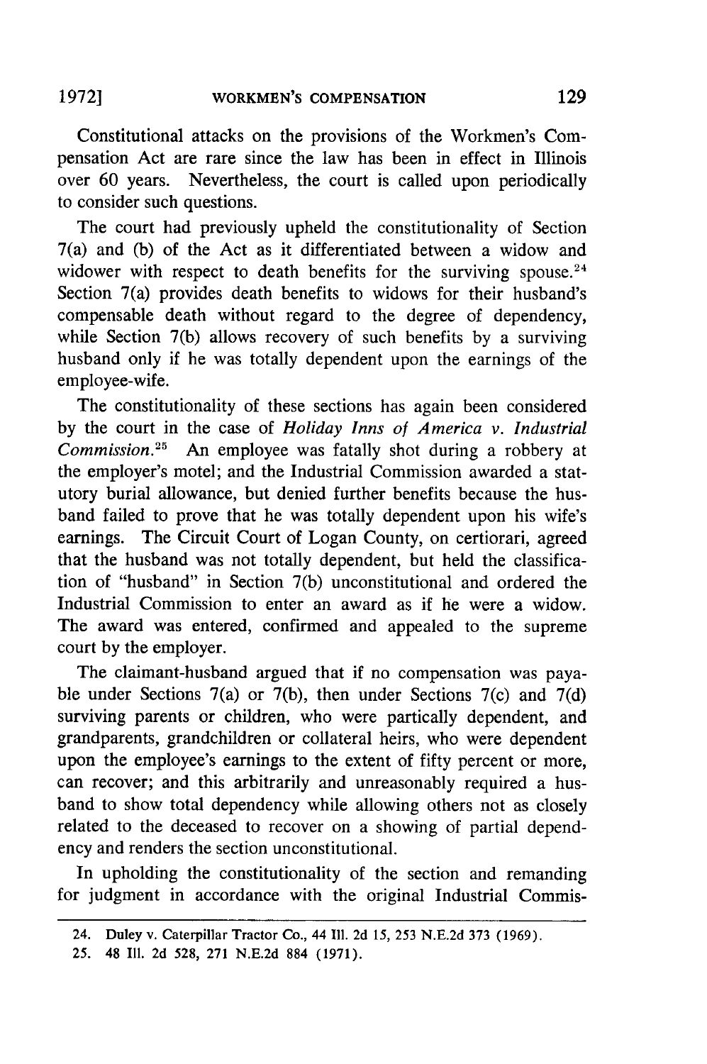Constitutional attacks on the provisions of the Workmen's Compensation Act are rare since the law has been in effect in Illinois over 60 years. Nevertheless, the court is called upon periodically to consider such questions.

The court had previously upheld the constitutionality of Section 7(a) and (b) of the Act as it differentiated between a widow and widower with respect to death benefits for the surviving spouse.[24] Section 7(a) provides death benefits to widows for their husband's compensable death without regard to the degree of dependency, while Section 7(b) allows recovery of such benefits by a surviving husband only if he was totally dependent upon the earnings of the employee-wife.

The constitutionality of these sections has again been considered by the court in the case of *Holiday Inns of America v. Industrial Commission*.[25] An employee was fatally shot during a robbery at the employer's motel; and the Industrial Commission awarded a statutory burial allowance, but denied further benefits because the husband failed to prove that he was totally dependent upon his wife's earnings. The Circuit Court of Logan County, on certiorari, agreed that the husband was not totally dependent, but held the classification of "husband" in Section 7(b) unconstitutional and ordered the Industrial Commission to enter an award as if he were a widow. The award was entered, confirmed and appealed to the supreme court by the employer.

The claimant-husband argued that if no compensation was payable under Sections 7(a) or 7(b), then under Sections 7(c) and 7(d) surviving parents or children, who were partically dependent, and grandparents, grandchildren or collateral heirs, who were dependent upon the employee's earnings to the extent of fifty percent or more, can recover; and this arbitrarily and unreasonably required a husband to show total dependency while allowing others not as closely related to the deceased to recover on a showing of partial dependency and renders the section unconstitutional.

In upholding the constitutionality of the section and remanding for judgment in accordance with the original Industrial Commis-

---

24. Duley v. Caterpillar Tractor Co., 44 Ill. 2d 15, 253 N.E.2d 373 (1969).

25. 48 Ill. 2d 528, 271 N.E.2d 884 (1971).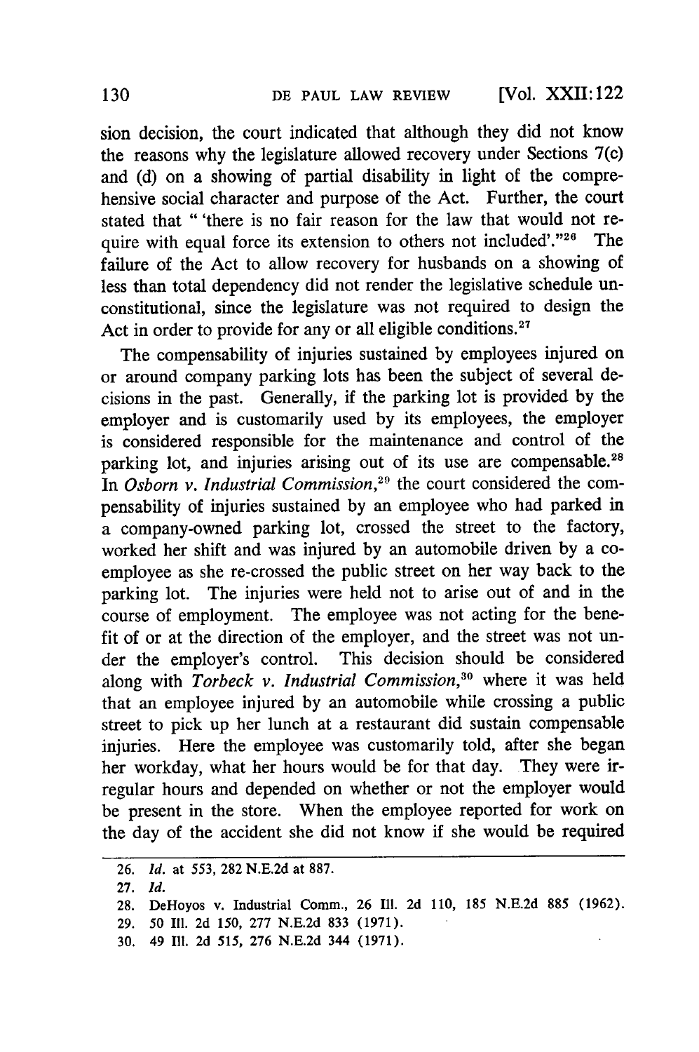sion decision, the court indicated that although they did not know the reasons why the legislature allowed recovery under Sections 7(c) and (d) on a showing of partial disability in light of the comprehensive social character and purpose of the Act. Further, the court stated that " 'there is no fair reason for the law that would not require with equal force its extension to others not included'."[26] The failure of the Act to allow recovery for husbands on a showing of less than total dependency did not render the legislative schedule unconstitutional, since the legislature was not required to design the Act in order to provide for any or all eligible conditions.[27]

The compensability of injuries sustained by employees injured on or around company parking lots has been the subject of several decisions in the past. Generally, if the parking lot is provided by the employer and is customarily used by its employees, the employer is considered responsible for the maintenance and control of the parking lot, and injuries arising out of its use are compensable.[28] In *Osborn v. Industrial Commission*,[29] the court considered the compensability of injuries sustained by an employee who had parked in a company-owned parking lot, crossed the street to the factory, worked her shift and was injured by an automobile driven by a co-employee as she re-crossed the public street on her way back to the parking lot. The injuries were held not to arise out of and in the course of employment. The employee was not acting for the benefit of or at the direction of the employer, and the street was not under the employer's control. This decision should be considered along with *Torbeck v. Industrial Commission*,[30] where it was held that an employee injured by an automobile while crossing a public street to pick up her lunch at a restaurant did sustain compensable injuries. Here the employee was customarily told, after she began her workday, what her hours would be for that day. They were irregular hours and depended on whether or not the employer would be present in the store. When the employee reported for work on the day of the accident she did not know if she would be required

---

26. *Id.* at 553, 282 N.E.2d at 887.

27. *Id.*

28. DeHoyos v. Industrial Comm., 26 Ill. 2d 110, 185 N.E.2d 885 (1962).

29. 50 Ill. 2d 150, 277 N.E.2d 833 (1971).

30. 49 Ill. 2d 515, 276 N.E.2d 344 (1971).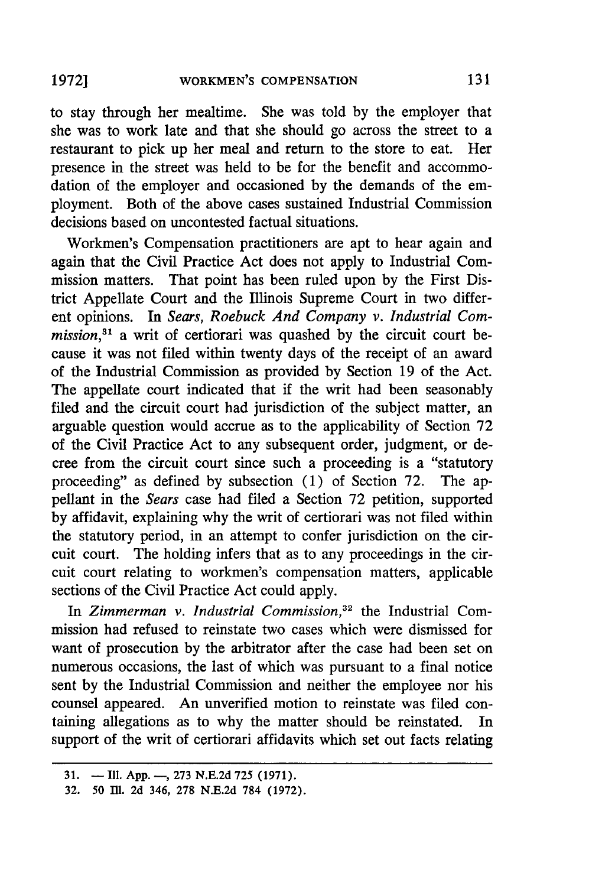to stay through her mealtime. She was told by the employer that she was to work late and that she should go across the street to a restaurant to pick up her meal and return to the store to eat. Her presence in the street was held to be for the benefit and accommodation of the employer and occasioned by the demands of the employment. Both of the above cases sustained Industrial Commission decisions based on uncontested factual situations.

Workmen's Compensation practitioners are apt to hear again and again that the Civil Practice Act does not apply to Industrial Commission matters. That point has been ruled upon by the First District Appellate Court and the Illinois Supreme Court in two different opinions. In *Sears, Roebuck And Company v. Industrial Commission*,[31] a writ of certiorari was quashed by the circuit court because it was not filed within twenty days of the receipt of an award of the Industrial Commission as provided by Section 19 of the Act. The appellate court indicated that if the writ had been seasonably filed and the circuit court had jurisdiction of the subject matter, an arguable question would accrue as to the applicability of Section 72 of the Civil Practice Act to any subsequent order, judgment, or decree from the circuit court since such a proceeding is a "statutory proceeding" as defined by subsection (1) of Section 72. The appellant in the *Sears* case had filed a Section 72 petition, supported by affidavit, explaining why the writ of certiorari was not filed within the statutory period, in an attempt to confer jurisdiction on the circuit court. The holding infers that as to any proceedings in the circuit court relating to workmen's compensation matters, applicable sections of the Civil Practice Act could apply.

In *Zimmerman v. Industrial Commission*,[32] the Industrial Commission had refused to reinstate two cases which were dismissed for want of prosecution by the arbitrator after the case had been set on numerous occasions, the last of which was pursuant to a final notice sent by the Industrial Commission and neither the employee nor his counsel appeared. An unverified motion to reinstate was filed containing allegations as to why the matter should be reinstated. In support of the writ of certiorari affidavits which set out facts relating

31. — Ill. App. —, 273 N.E.2d 725 (1971).

32. 50 Ill. 2d 346, 278 N.E.2d 784 (1972).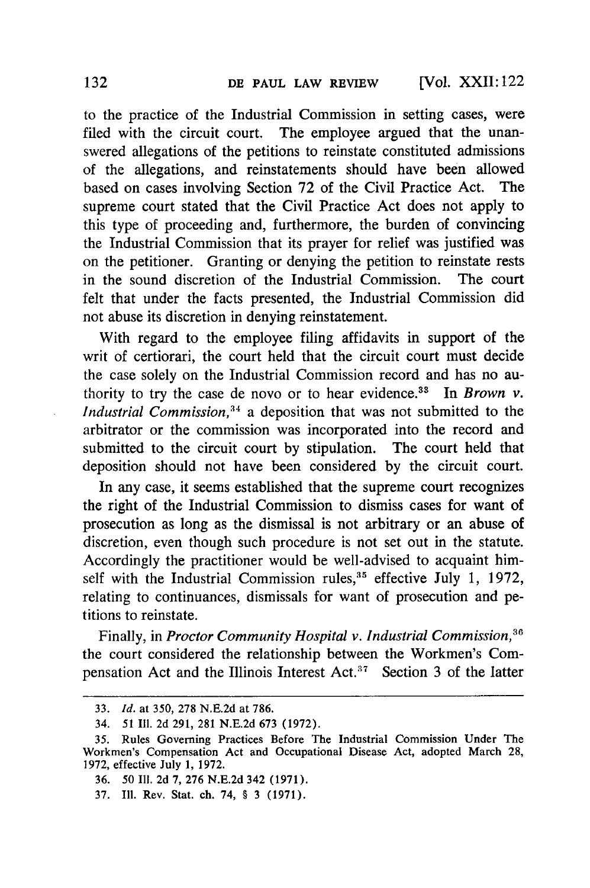to the practice of the Industrial Commission in setting cases, were filed with the circuit court. The employee argued that the unanswered allegations of the petitions to reinstate constituted admissions of the allegations, and reinstatements should have been allowed based on cases involving Section 72 of the Civil Practice Act. The supreme court stated that the Civil Practice Act does not apply to this type of proceeding and, furthermore, the burden of convincing the Industrial Commission that its prayer for relief was justified was on the petitioner. Granting or denying the petition to reinstate rests in the sound discretion of the Industrial Commission. The court felt that under the facts presented, the Industrial Commission did not abuse its discretion in denying reinstatement.

With regard to the employee filing affidavits in support of the writ of certiorari, the court held that the circuit court must decide the case solely on the Industrial Commission record and has no authority to try the case de novo or to hear evidence.[33] In *Brown v. Industrial Commission*,[34] a deposition that was not submitted to the arbitrator or the commission was incorporated into the record and submitted to the circuit court by stipulation. The court held that deposition should not have been considered by the circuit court.

In any case, it seems established that the supreme court recognizes the right of the Industrial Commission to dismiss cases for want of prosecution as long as the dismissal is not arbitrary or an abuse of discretion, even though such procedure is not set out in the statute. Accordingly the practitioner would be well-advised to acquaint himself with the Industrial Commission rules,[35] effective July 1, 1972, relating to continuances, dismissals for want of prosecution and petitions to reinstate.

Finally, in *Proctor Community Hospital v. Industrial Commission*,[36] the court considered the relationship between the Workmen's Compensation Act and the Illinois Interest Act.[37] Section 3 of the latter

---

33. *Id.* at 350, 278 N.E.2d at 786.

34. 51 Ill. 2d 291, 281 N.E.2d 673 (1972).

35. Rules Governing Practices Before The Industrial Commission Under The Workmen's Compensation Act and Occupational Disease Act, adopted March 28, 1972, effective July 1, 1972.

36. 50 Ill. 2d 7, 276 N.E.2d 342 (1971).

37. Ill. Rev. Stat. ch. 74, § 3 (1971).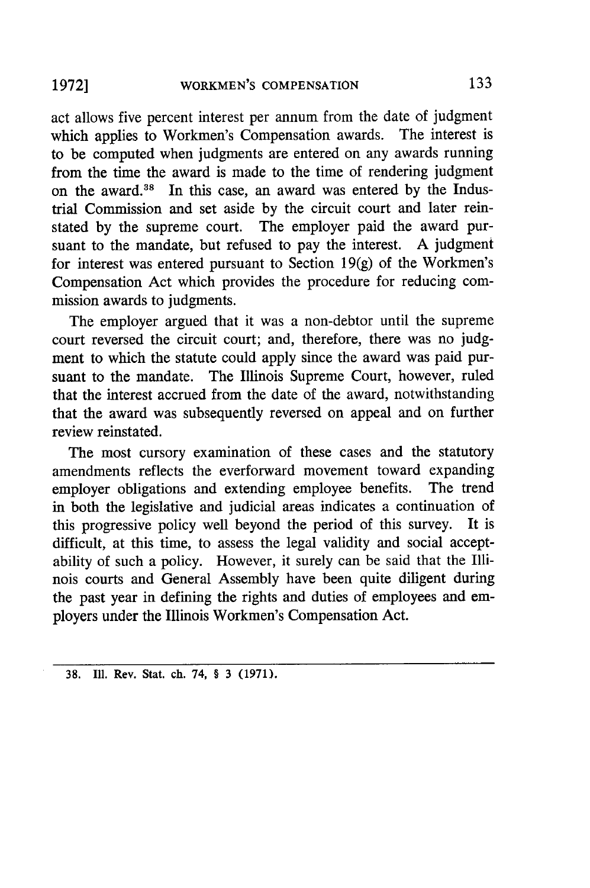act allows five percent interest per annum from the date of judgment which applies to Workmen's Compensation awards. The interest is to be computed when judgments are entered on any awards running from the time the award is made to the time of rendering judgment on the award.[38] In this case, an award was entered by the Industrial Commission and set aside by the circuit court and later reinstated by the supreme court. The employer paid the award pursuant to the mandate, but refused to pay the interest. A judgment for interest was entered pursuant to Section 19(g) of the Workmen's Compensation Act which provides the procedure for reducing commission awards to judgments.

The employer argued that it was a non-debtor until the supreme court reversed the circuit court; and, therefore, there was no judgment to which the statute could apply since the award was paid pursuant to the mandate. The Illinois Supreme Court, however, ruled that the interest accrued from the date of the award, notwithstanding that the award was subsequently reversed on appeal and on further review reinstated.

The most cursory examination of these cases and the statutory amendments reflects the everforward movement toward expanding employer obligations and extending employee benefits. The trend in both the legislative and judicial areas indicates a continuation of this progressive policy well beyond the period of this survey. It is difficult, at this time, to assess the legal validity and social acceptability of such a policy. However, it surely can be said that the Illinois courts and General Assembly have been quite diligent during the past year in defining the rights and duties of employees and employers under the Illinois Workmen's Compensation Act.

---

38. Ill. Rev. Stat. ch. 74, § 3 (1971).